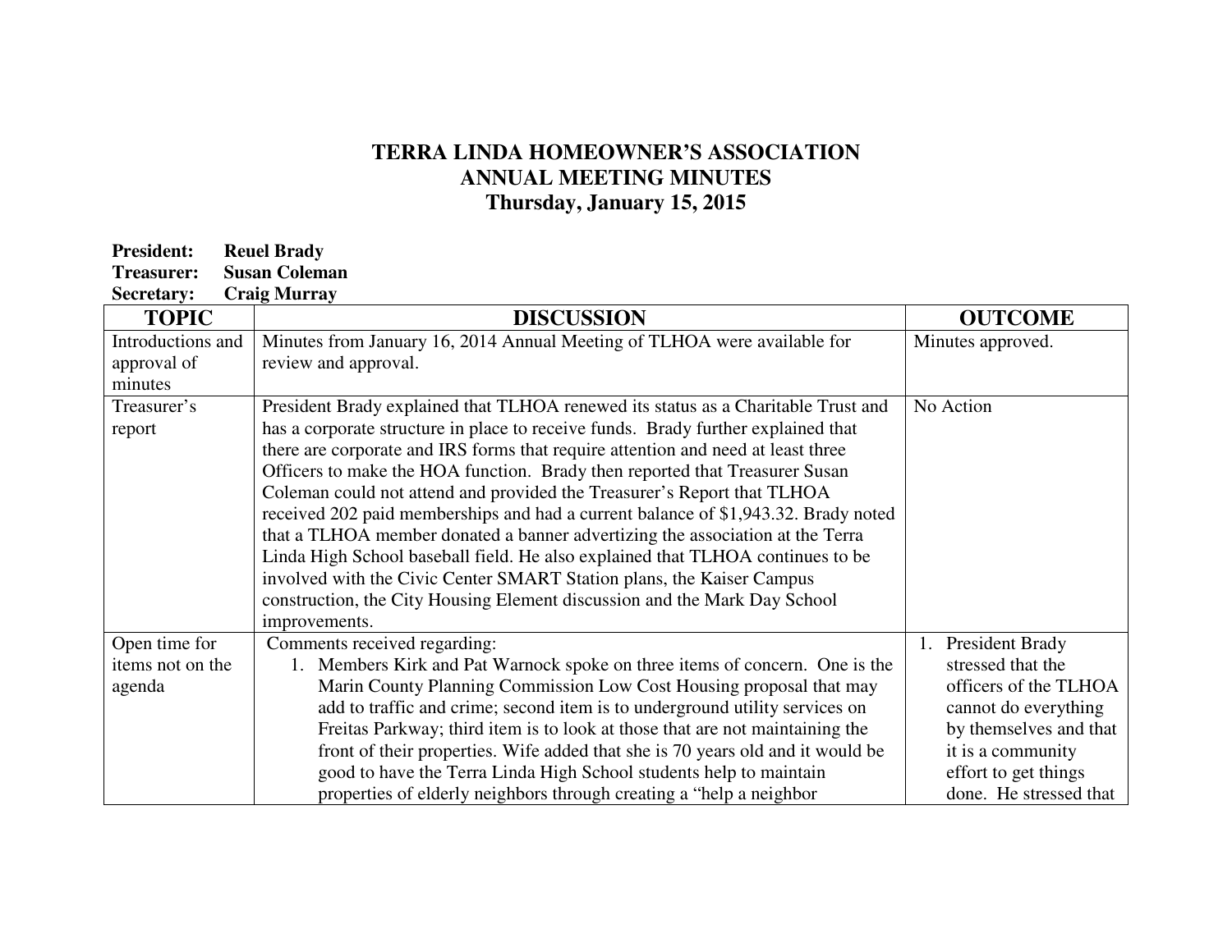# TERRA LINDA HOMEOWNER'S ASSOCIATION
## ANNUAL MEETING MINUTES
### Thursday, January 15, 2015

**President:** **Reuel Brady**
**Treasurer:** **Susan Coleman**
**Secretary:** **Craig Murray**

| TOPIC | DISCUSSION | OUTCOME |
|---|---|---|
| Introductions and approval of minutes | Minutes from January 16, 2014 Annual Meeting of TLHOA were available for review and approval. | Minutes approved. |
| Treasurer's report | President Brady explained that TLHOA renewed its status as a Charitable Trust and has a corporate structure in place to receive funds. Brady further explained that there are corporate and IRS forms that require attention and need at least three Officers to make the HOA function. Brady then reported that Treasurer Susan Coleman could not attend and provided the Treasurer's Report that TLHOA received 202 paid memberships and had a current balance of $1,943.32. Brady noted that a TLHOA member donated a banner advertizing the association at the Terra Linda High School baseball field. He also explained that TLHOA continues to be involved with the Civic Center SMART Station plans, the Kaiser Campus construction, the City Housing Element discussion and the Mark Day School improvements. | No Action |
| Open time for items not on the agenda | Comments received regarding:<br>1. Members Kirk and Pat Warnock spoke on three items of concern. One is the Marin County Planning Commission Low Cost Housing proposal that may add to traffic and crime; second item is to underground utility services on Freitas Parkway; third item is to look at those that are not maintaining the front of their properties. Wife added that she is 70 years old and it would be good to have the Terra Linda High School students help to maintain properties of elderly neighbors through creating a "help a neighbor | 1. President Brady stressed that the officers of the TLHOA cannot do everything by themselves and that it is a community effort to get things done. He stressed that |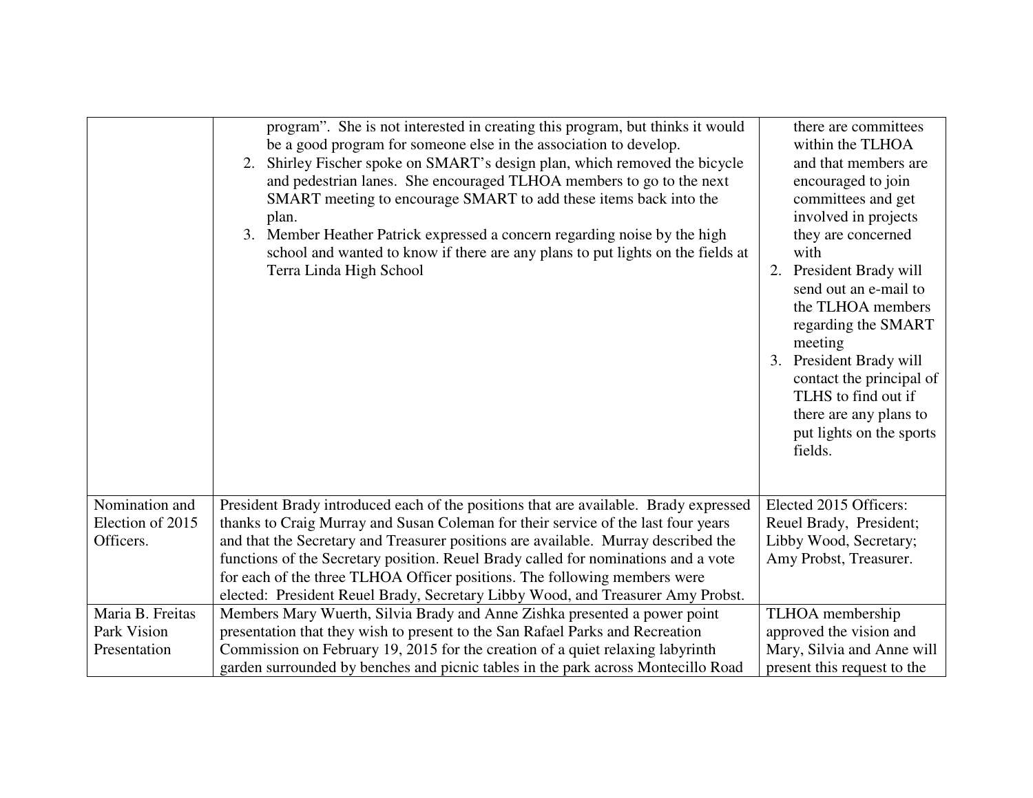| | | |
|---|---|---|
| | program". She is not interested in creating this program, but thinks it would be a good program for someone else in the association to develop.<br>2. Shirley Fischer spoke on SMART's design plan, which removed the bicycle and pedestrian lanes. She encouraged TLHOA members to go to the next SMART meeting to encourage SMART to add these items back into the plan.<br>3. Member Heather Patrick expressed a concern regarding noise by the high school and wanted to know if there are any plans to put lights on the fields at Terra Linda High School | there are committees within the TLHOA and that members are encouraged to join committees and get involved in projects they are concerned with<br>2. President Brady will send out an e-mail to the TLHOA members regarding the SMART meeting<br>3. President Brady will contact the principal of TLHS to find out if there are any plans to put lights on the sports fields. |
| Nomination and Election of 2015 Officers. | President Brady introduced each of the positions that are available. Brady expressed thanks to Craig Murray and Susan Coleman for their service of the last four years and that the Secretary and Treasurer positions are available. Murray described the functions of the Secretary position. Reuel Brady called for nominations and a vote for each of the three TLHOA Officer positions. The following members were elected: President Reuel Brady, Secretary Libby Wood, and Treasurer Amy Probst. | Elected 2015 Officers: Reuel Brady, President; Libby Wood, Secretary; Amy Probst, Treasurer. |
| Maria B. Freitas Park Vision Presentation | Members Mary Wuerth, Silvia Brady and Anne Zishka presented a power point presentation that they wish to present to the San Rafael Parks and Recreation Commission on February 19, 2015 for the creation of a quiet relaxing labyrinth garden surrounded by benches and picnic tables in the park across Montecillo Road | TLHOA membership approved the vision and Mary, Silvia and Anne will present this request to the |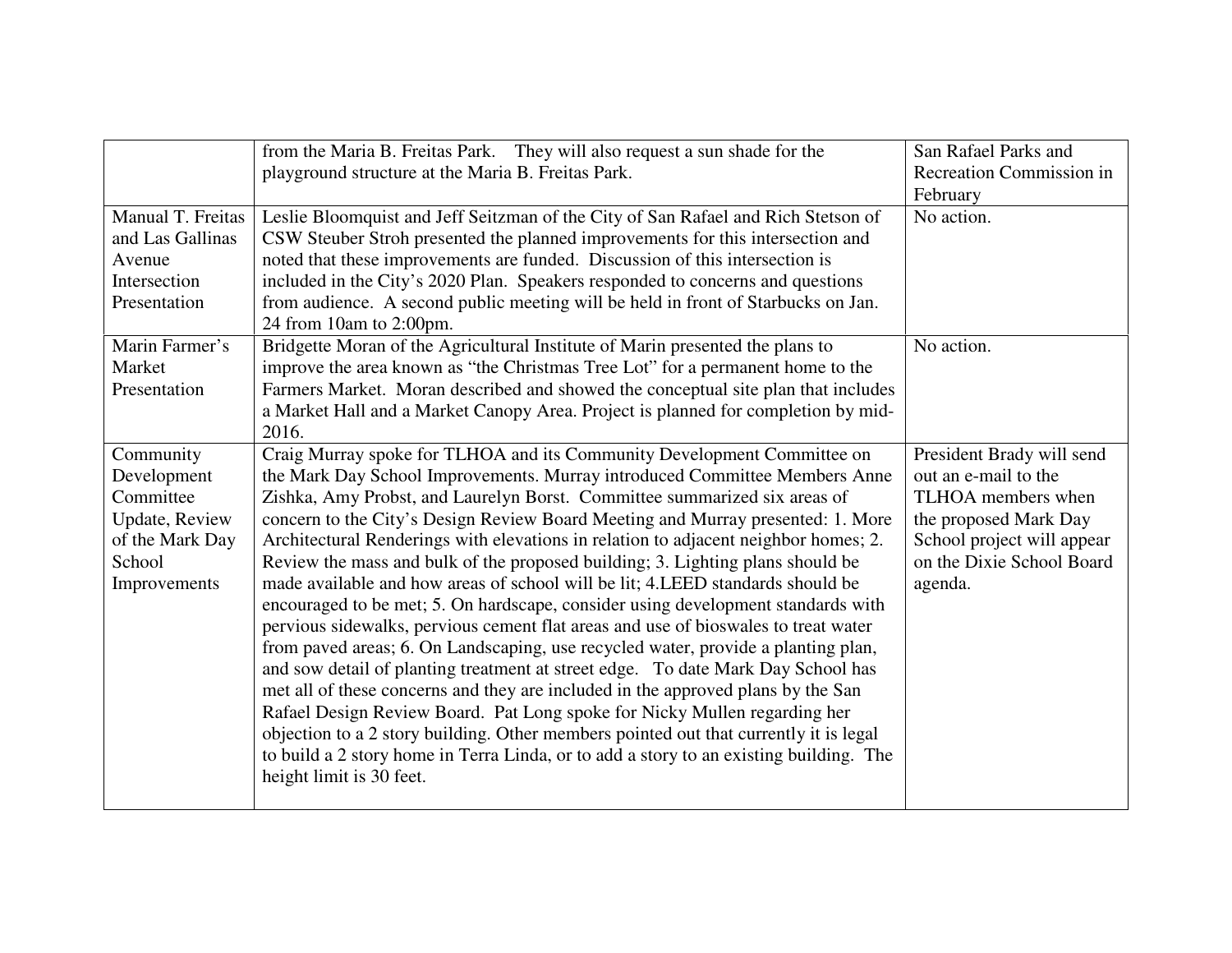| | | |
|---|---|---|
| | from the Maria B. Freitas Park. They will also request a sun shade for the playground structure at the Maria B. Freitas Park. | San Rafael Parks and Recreation Commission in February |
| Manual T. Freitas and Las Gallinas Avenue Intersection Presentation | Leslie Bloomquist and Jeff Seitzman of the City of San Rafael and Rich Stetson of CSW Steuber Stroh presented the planned improvements for this intersection and noted that these improvements are funded. Discussion of this intersection is included in the City's 2020 Plan. Speakers responded to concerns and questions from audience. A second public meeting will be held in front of Starbucks on Jan. 24 from 10am to 2:00pm. | No action. |
| Marin Farmer's Market Presentation | Bridgette Moran of the Agricultural Institute of Marin presented the plans to improve the area known as "the Christmas Tree Lot" for a permanent home to the Farmers Market. Moran described and showed the conceptual site plan that includes a Market Hall and a Market Canopy Area. Project is planned for completion by mid-2016. | No action. |
| Community Development Committee Update, Review of the Mark Day School Improvements | Craig Murray spoke for TLHOA and its Community Development Committee on the Mark Day School Improvements. Murray introduced Committee Members Anne Zishka, Amy Probst, and Laurelyn Borst. Committee summarized six areas of concern to the City's Design Review Board Meeting and Murray presented: 1. More Architectural Renderings with elevations in relation to adjacent neighbor homes; 2. Review the mass and bulk of the proposed building; 3. Lighting plans should be made available and how areas of school will be lit; 4.LEED standards should be encouraged to be met; 5. On hardscape, consider using development standards with pervious sidewalks, pervious cement flat areas and use of bioswales to treat water from paved areas; 6. On Landscaping, use recycled water, provide a planting plan, and sow detail of planting treatment at street edge. To date Mark Day School has met all of these concerns and they are included in the approved plans by the San Rafael Design Review Board. Pat Long spoke for Nicky Mullen regarding her objection to a 2 story building. Other members pointed out that currently it is legal to build a 2 story home in Terra Linda, or to add a story to an existing building. The height limit is 30 feet. | President Brady will send out an e-mail to the TLHOA members when the proposed Mark Day School project will appear on the Dixie School Board agenda. |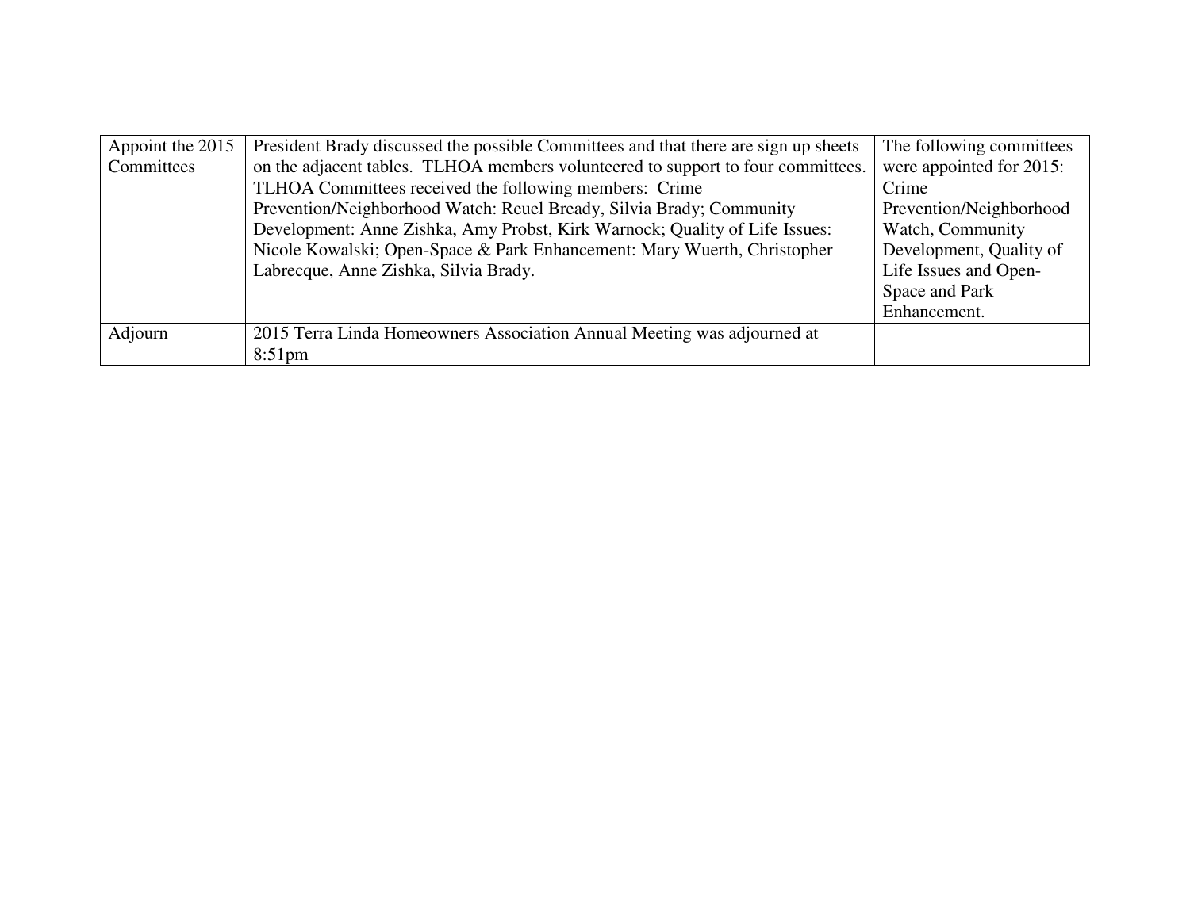| | | |
|---|---|---|
| Appoint the 2015 Committees | President Brady discussed the possible Committees and that there are sign up sheets on the adjacent tables. TLHOA members volunteered to support to four committees. TLHOA Committees received the following members: Crime Prevention/Neighborhood Watch: Reuel Bready, Silvia Brady; Community Development: Anne Zishka, Amy Probst, Kirk Warnock; Quality of Life Issues: Nicole Kowalski; Open-Space & Park Enhancement: Mary Wuerth, Christopher Labrecque, Anne Zishka, Silvia Brady. | The following committees were appointed for 2015: Crime Prevention/Neighborhood Watch, Community Development, Quality of Life Issues and Open-Space and Park Enhancement. |
| Adjourn | 2015 Terra Linda Homeowners Association Annual Meeting was adjourned at 8:51pm | |